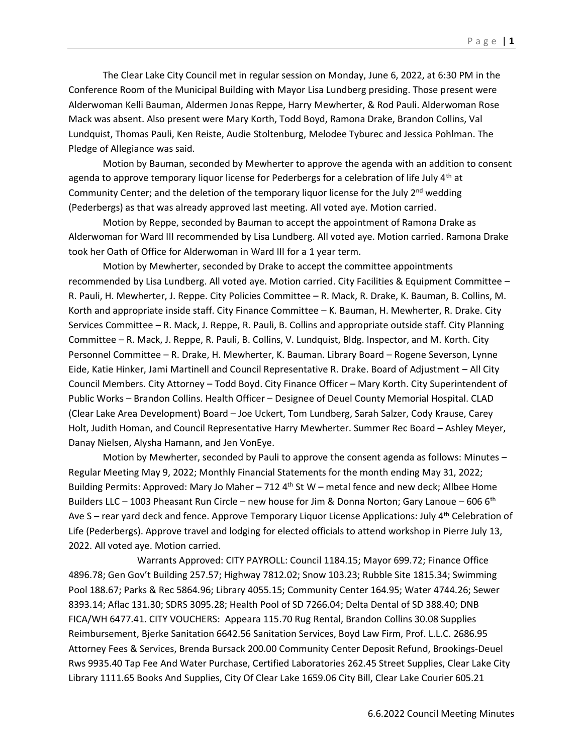The Clear Lake City Council met in regular session on Monday, June 6, 2022, at 6:30 PM in the Conference Room of the Municipal Building with Mayor Lisa Lundberg presiding. Those present were Alderwoman Kelli Bauman, Aldermen Jonas Reppe, Harry Mewherter, & Rod Pauli. Alderwoman Rose Mack was absent. Also present were Mary Korth, Todd Boyd, Ramona Drake, Brandon Collins, Val Lundquist, Thomas Pauli, Ken Reiste, Audie Stoltenburg, Melodee Tyburec and Jessica Pohlman. The Pledge of Allegiance was said.

Motion by Bauman, seconded by Mewherter to approve the agenda with an addition to consent agenda to approve temporary liquor license for Pederbergs for a celebration of life July 4th at Community Center; and the deletion of the temporary liquor license for the July 2nd wedding (Pederbergs) as that was already approved last meeting. All voted aye. Motion carried.

Motion by Reppe, seconded by Bauman to accept the appointment of Ramona Drake as Alderwoman for Ward III recommended by Lisa Lundberg. All voted aye. Motion carried. Ramona Drake took her Oath of Office for Alderwoman in Ward III for a 1 year term.

Motion by Mewherter, seconded by Drake to accept the committee appointments recommended by Lisa Lundberg. All voted aye. Motion carried. City Facilities & Equipment Committee – R. Pauli, H. Mewherter, J. Reppe. City Policies Committee – R. Mack, R. Drake, K. Bauman, B. Collins, M. Korth and appropriate inside staff. City Finance Committee – K. Bauman, H. Mewherter, R. Drake. City Services Committee – R. Mack, J. Reppe, R. Pauli, B. Collins and appropriate outside staff. City Planning Committee – R. Mack, J. Reppe, R. Pauli, B. Collins, V. Lundquist, Bldg. Inspector, and M. Korth. City Personnel Committee – R. Drake, H. Mewherter, K. Bauman. Library Board – Rogene Severson, Lynne Eide, Katie Hinker, Jami Martinell and Council Representative R. Drake. Board of Adjustment – All City Council Members. City Attorney – Todd Boyd. City Finance Officer – Mary Korth. City Superintendent of Public Works – Brandon Collins. Health Officer – Designee of Deuel County Memorial Hospital. CLAD (Clear Lake Area Development) Board – Joe Uckert, Tom Lundberg, Sarah Salzer, Cody Krause, Carey Holt, Judith Homan, and Council Representative Harry Mewherter. Summer Rec Board – Ashley Meyer, Danay Nielsen, Alysha Hamann, and Jen VonEye.

Motion by Mewherter, seconded by Pauli to approve the consent agenda as follows: Minutes – Regular Meeting May 9, 2022; Monthly Financial Statements for the month ending May 31, 2022; Building Permits: Approved: Mary Jo Maher – 712 4th St W – metal fence and new deck; Allbee Home Builders LLC – 1003 Pheasant Run Circle – new house for Jim & Donna Norton; Gary Lanoue – 606 6th Ave S – rear yard deck and fence. Approve Temporary Liquor License Applications: July 4th Celebration of Life (Pederbergs). Approve travel and lodging for elected officials to attend workshop in Pierre July 13, 2022. All voted aye. Motion carried.

Warrants Approved: CITY PAYROLL: Council 1184.15; Mayor 699.72; Finance Office 4896.78; Gen Gov't Building 257.57; Highway 7812.02; Snow 103.23; Rubble Site 1815.34; Swimming Pool 188.67; Parks & Rec 5864.96; Library 4055.15; Community Center 164.95; Water 4744.26; Sewer 8393.14; Aflac 131.30; SDRS 3095.28; Health Pool of SD 7266.04; Delta Dental of SD 388.40; DNB FICA/WH 6477.41. CITY VOUCHERS: Appeara 115.70 Rug Rental, Brandon Collins 30.08 Supplies Reimbursement, Bjerke Sanitation 6642.56 Sanitation Services, Boyd Law Firm, Prof. L.L.C. 2686.95 Attorney Fees & Services, Brenda Bursack 200.00 Community Center Deposit Refund, Brookings-Deuel Rws 9935.40 Tap Fee And Water Purchase, Certified Laboratories 262.45 Street Supplies, Clear Lake City Library 1111.65 Books And Supplies, City Of Clear Lake 1659.06 City Bill, Clear Lake Courier 605.21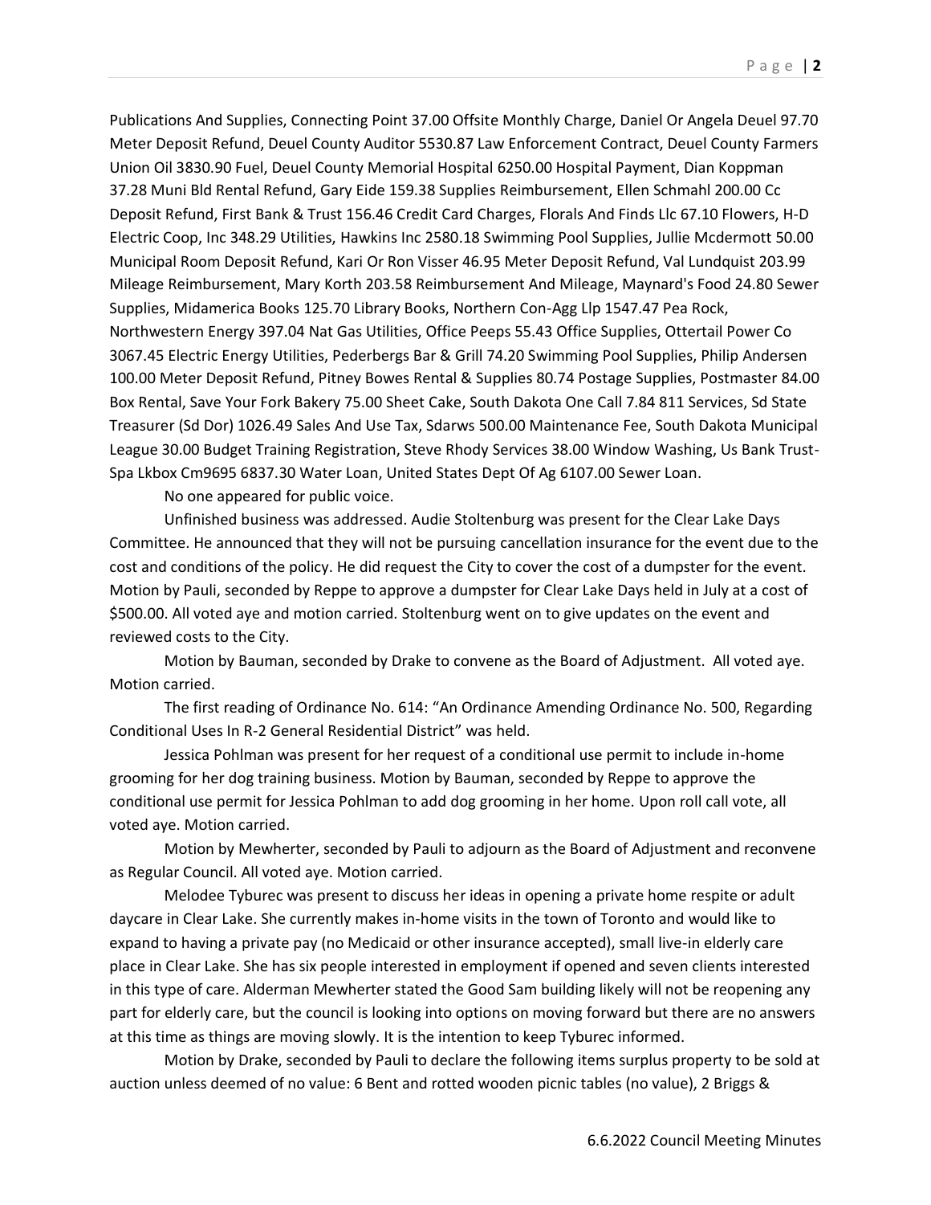Publications And Supplies, Connecting Point 37.00 Offsite Monthly Charge, Daniel Or Angela Deuel 97.70 Meter Deposit Refund, Deuel County Auditor 5530.87 Law Enforcement Contract, Deuel County Farmers Union Oil 3830.90 Fuel, Deuel County Memorial Hospital 6250.00 Hospital Payment, Dian Koppman 37.28 Muni Bld Rental Refund, Gary Eide 159.38 Supplies Reimbursement, Ellen Schmahl 200.00 Cc Deposit Refund, First Bank & Trust 156.46 Credit Card Charges, Florals And Finds Llc 67.10 Flowers, H-D Electric Coop, Inc 348.29 Utilities, Hawkins Inc 2580.18 Swimming Pool Supplies, Jullie Mcdermott 50.00 Municipal Room Deposit Refund, Kari Or Ron Visser 46.95 Meter Deposit Refund, Val Lundquist 203.99 Mileage Reimbursement, Mary Korth 203.58 Reimbursement And Mileage, Maynard's Food 24.80 Sewer Supplies, Midamerica Books 125.70 Library Books, Northern Con-Agg Llp 1547.47 Pea Rock, Northwestern Energy 397.04 Nat Gas Utilities, Office Peeps 55.43 Office Supplies, Ottertail Power Co 3067.45 Electric Energy Utilities, Pederbergs Bar & Grill 74.20 Swimming Pool Supplies, Philip Andersen 100.00 Meter Deposit Refund, Pitney Bowes Rental & Supplies 80.74 Postage Supplies, Postmaster 84.00 Box Rental, Save Your Fork Bakery 75.00 Sheet Cake, South Dakota One Call 7.84 811 Services, Sd State Treasurer (Sd Dor) 1026.49 Sales And Use Tax, Sdarws 500.00 Maintenance Fee, South Dakota Municipal League 30.00 Budget Training Registration, Steve Rhody Services 38.00 Window Washing, Us Bank Trust-Spa Lkbox Cm9695 6837.30 Water Loan, United States Dept Of Ag 6107.00 Sewer Loan.

No one appeared for public voice.

Unfinished business was addressed. Audie Stoltenburg was present for the Clear Lake Days Committee. He announced that they will not be pursuing cancellation insurance for the event due to the cost and conditions of the policy. He did request the City to cover the cost of a dumpster for the event. Motion by Pauli, seconded by Reppe to approve a dumpster for Clear Lake Days held in July at a cost of $500.00. All voted aye and motion carried. Stoltenburg went on to give updates on the event and reviewed costs to the City.

Motion by Bauman, seconded by Drake to convene as the Board of Adjustment. All voted aye. Motion carried.

The first reading of Ordinance No. 614: "An Ordinance Amending Ordinance No. 500, Regarding Conditional Uses In R-2 General Residential District" was held.

Jessica Pohlman was present for her request of a conditional use permit to include in-home grooming for her dog training business. Motion by Bauman, seconded by Reppe to approve the conditional use permit for Jessica Pohlman to add dog grooming in her home. Upon roll call vote, all voted aye. Motion carried.

Motion by Mewherter, seconded by Pauli to adjourn as the Board of Adjustment and reconvene as Regular Council. All voted aye. Motion carried.

Melodee Tyburec was present to discuss her ideas in opening a private home respite or adult daycare in Clear Lake. She currently makes in-home visits in the town of Toronto and would like to expand to having a private pay (no Medicaid or other insurance accepted), small live-in elderly care place in Clear Lake. She has six people interested in employment if opened and seven clients interested in this type of care. Alderman Mewherter stated the Good Sam building likely will not be reopening any part for elderly care, but the council is looking into options on moving forward but there are no answers at this time as things are moving slowly. It is the intention to keep Tyburec informed.

Motion by Drake, seconded by Pauli to declare the following items surplus property to be sold at auction unless deemed of no value: 6 Bent and rotted wooden picnic tables (no value), 2 Briggs &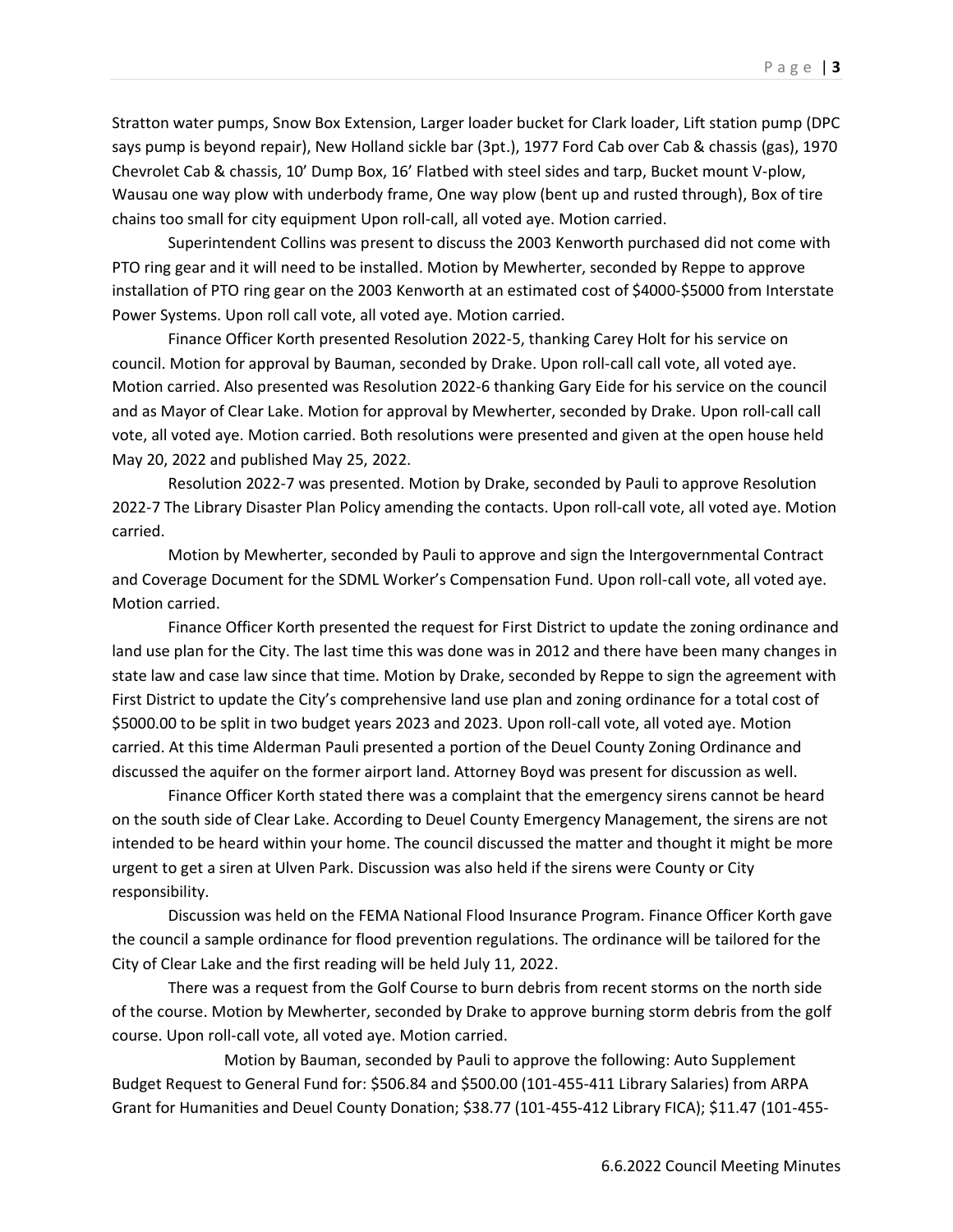Stratton water pumps, Snow Box Extension, Larger loader bucket for Clark loader, Lift station pump (DPC says pump is beyond repair), New Holland sickle bar (3pt.), 1977 Ford Cab over Cab & chassis (gas), 1970 Chevrolet Cab & chassis, 10' Dump Box, 16' Flatbed with steel sides and tarp, Bucket mount V-plow, Wausau one way plow with underbody frame, One way plow (bent up and rusted through), Box of tire chains too small for city equipment Upon roll-call, all voted aye. Motion carried.

Superintendent Collins was present to discuss the 2003 Kenworth purchased did not come with PTO ring gear and it will need to be installed. Motion by Mewherter, seconded by Reppe to approve installation of PTO ring gear on the 2003 Kenworth at an estimated cost of $4000-$5000 from Interstate Power Systems. Upon roll call vote, all voted aye. Motion carried.

Finance Officer Korth presented Resolution 2022-5, thanking Carey Holt for his service on council. Motion for approval by Bauman, seconded by Drake. Upon roll-call call vote, all voted aye. Motion carried. Also presented was Resolution 2022-6 thanking Gary Eide for his service on the council and as Mayor of Clear Lake. Motion for approval by Mewherter, seconded by Drake. Upon roll-call call vote, all voted aye. Motion carried. Both resolutions were presented and given at the open house held May 20, 2022 and published May 25, 2022.

Resolution 2022-7 was presented. Motion by Drake, seconded by Pauli to approve Resolution 2022-7 The Library Disaster Plan Policy amending the contacts. Upon roll-call vote, all voted aye. Motion carried.

Motion by Mewherter, seconded by Pauli to approve and sign the Intergovernmental Contract and Coverage Document for the SDML Worker's Compensation Fund. Upon roll-call vote, all voted aye. Motion carried.

Finance Officer Korth presented the request for First District to update the zoning ordinance and land use plan for the City. The last time this was done was in 2012 and there have been many changes in state law and case law since that time. Motion by Drake, seconded by Reppe to sign the agreement with First District to update the City's comprehensive land use plan and zoning ordinance for a total cost of $5000.00 to be split in two budget years 2023 and 2023. Upon roll-call vote, all voted aye. Motion carried. At this time Alderman Pauli presented a portion of the Deuel County Zoning Ordinance and discussed the aquifer on the former airport land. Attorney Boyd was present for discussion as well.

Finance Officer Korth stated there was a complaint that the emergency sirens cannot be heard on the south side of Clear Lake. According to Deuel County Emergency Management, the sirens are not intended to be heard within your home. The council discussed the matter and thought it might be more urgent to get a siren at Ulven Park. Discussion was also held if the sirens were County or City responsibility.

Discussion was held on the FEMA National Flood Insurance Program. Finance Officer Korth gave the council a sample ordinance for flood prevention regulations. The ordinance will be tailored for the City of Clear Lake and the first reading will be held July 11, 2022.

There was a request from the Golf Course to burn debris from recent storms on the north side of the course. Motion by Mewherter, seconded by Drake to approve burning storm debris from the golf course. Upon roll-call vote, all voted aye. Motion carried.

Motion by Bauman, seconded by Pauli to approve the following: Auto Supplement Budget Request to General Fund for: $506.84 and $500.00 (101-455-411 Library Salaries) from ARPA Grant for Humanities and Deuel County Donation; $38.77 (101-455-412 Library FICA); $11.47 (101-455-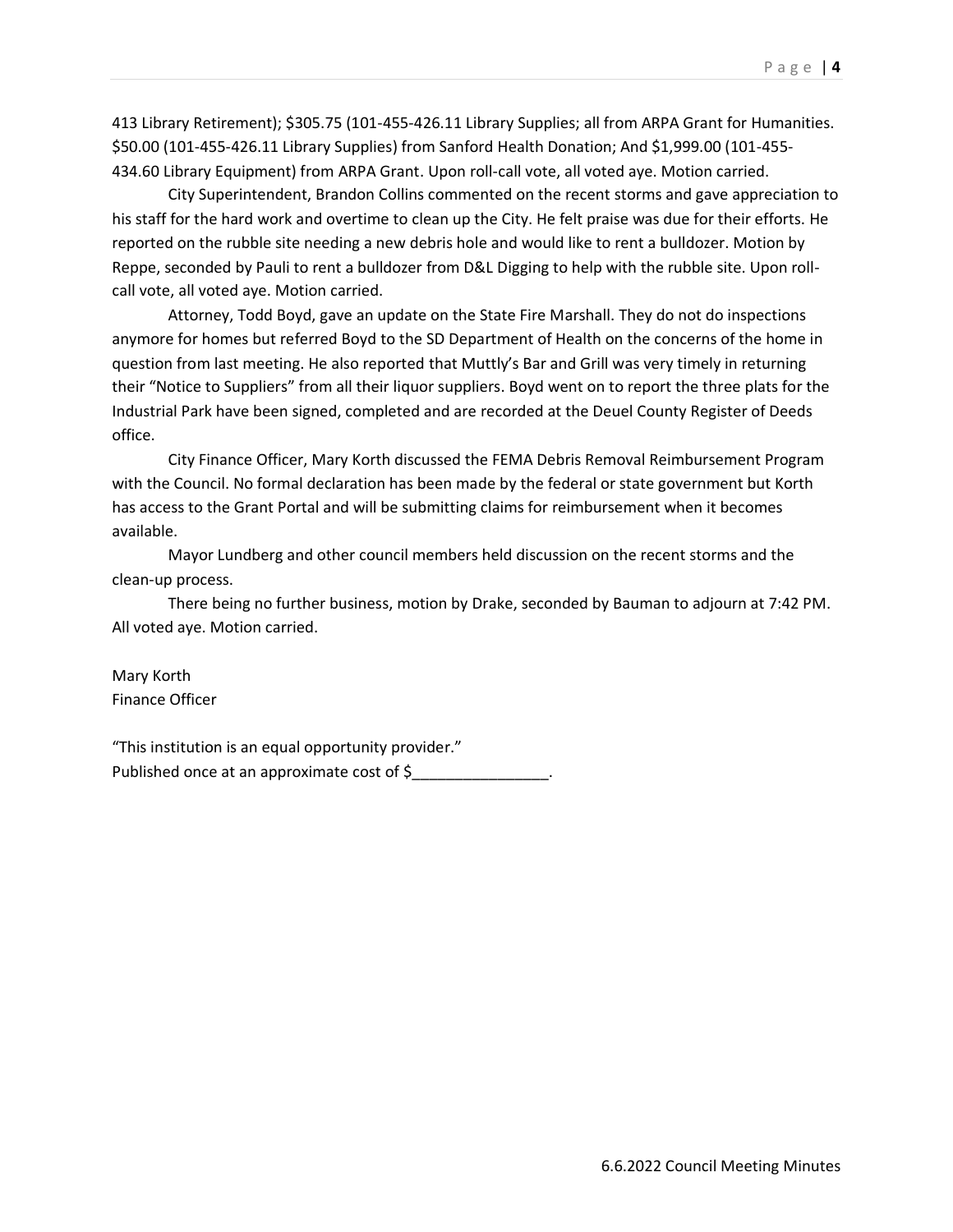413 Library Retirement); $305.75 (101-455-426.11 Library Supplies; all from ARPA Grant for Humanities. $50.00 (101-455-426.11 Library Supplies) from Sanford Health Donation; And $1,999.00 (101-455-434.60 Library Equipment) from ARPA Grant. Upon roll-call vote, all voted aye. Motion carried.

City Superintendent, Brandon Collins commented on the recent storms and gave appreciation to his staff for the hard work and overtime to clean up the City. He felt praise was due for their efforts. He reported on the rubble site needing a new debris hole and would like to rent a bulldozer. Motion by Reppe, seconded by Pauli to rent a bulldozer from D&L Digging to help with the rubble site. Upon roll-call vote, all voted aye. Motion carried.

Attorney, Todd Boyd, gave an update on the State Fire Marshall. They do not do inspections anymore for homes but referred Boyd to the SD Department of Health on the concerns of the home in question from last meeting. He also reported that Muttly's Bar and Grill was very timely in returning their "Notice to Suppliers" from all their liquor suppliers. Boyd went on to report the three plats for the Industrial Park have been signed, completed and are recorded at the Deuel County Register of Deeds office.

City Finance Officer, Mary Korth discussed the FEMA Debris Removal Reimbursement Program with the Council. No formal declaration has been made by the federal or state government but Korth has access to the Grant Portal and will be submitting claims for reimbursement when it becomes available.

Mayor Lundberg and other council members held discussion on the recent storms and the clean-up process.

There being no further business, motion by Drake, seconded by Bauman to adjourn at 7:42 PM. All voted aye. Motion carried.

Mary Korth
Finance Officer

"This institution is an equal opportunity provider."
Published once at an approximate cost of $________________.